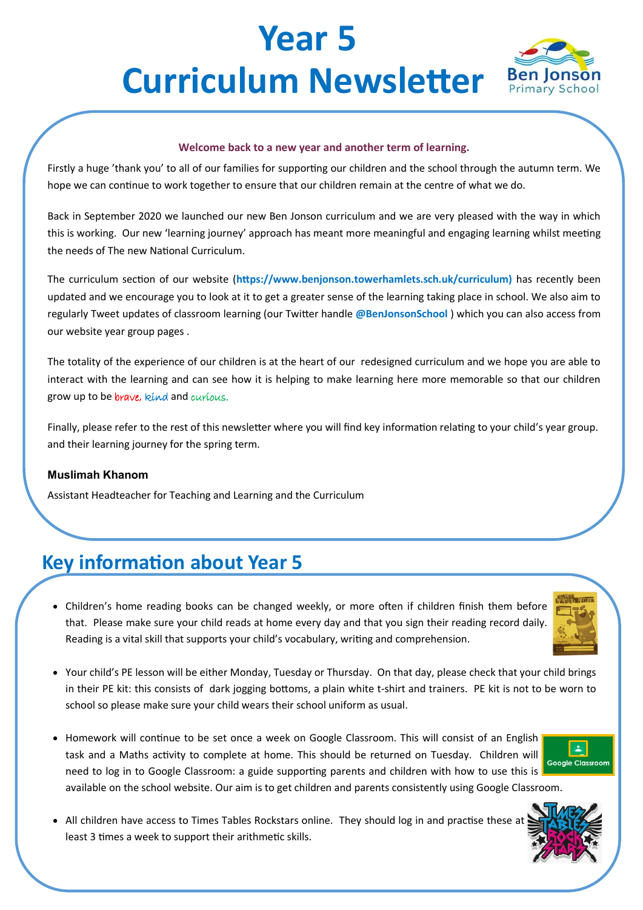# Year 5 Curriculum Newsletter

Ben Jonson Primary School

**Welcome back to a new year and another term of learning.**

Firstly a huge 'thank you' to all of our families for supporting our children and the school through the autumn term. We hope we can continue to work together to ensure that our children remain at the centre of what we do.

Back in September 2020 we launched our new Ben Jonson curriculum and we are very pleased with the way in which this is working. Our new 'learning journey' approach has meant more meaningful and engaging learning whilst meeting the needs of The new National Curriculum.

The curriculum section of our website (**https://www.benjonson.towerhamlets.sch.uk/curriculum)** has recently been updated and we encourage you to look at it to get a greater sense of the learning taking place in school. We also aim to regularly Tweet updates of classroom learning (our Twitter handle **@BenJonsonSchool** ) which you can also access from our website year group pages .

The totality of the experience of our children is at the heart of our redesigned curriculum and we hope you are able to interact with the learning and can see how it is helping to make learning here more memorable so that our children grow up to be brave, kind and curious.

Finally, please refer to the rest of this newsletter where you will find key information relating to your child's year group. and their learning journey for the spring term.

**Muslimah Khanom**

Assistant Headteacher for Teaching and Learning and the Curriculum

## Key information about Year 5

- Children's home reading books can be changed weekly, or more often if children finish them before that. Please make sure your child reads at home every day and that you sign their reading record daily. Reading is a vital skill that supports your child's vocabulary, writing and comprehension.
- Your child's PE lesson will be either Monday, Tuesday or Thursday. On that day, please check that your child brings in their PE kit: this consists of dark jogging bottoms, a plain white t-shirt and trainers. PE kit is not to be worn to school so please make sure your child wears their school uniform as usual.
- Homework will continue to be set once a week on Google Classroom. This will consist of an English task and a Maths activity to complete at home. This should be returned on Tuesday. Children will need to log in to Google Classroom: a guide supporting parents and children with how to use this is available on the school website. Our aim is to get children and parents consistently using Google Classroom.
- All children have access to Times Tables Rockstars online. They should log in and practise these at least 3 times a week to support their arithmetic skills.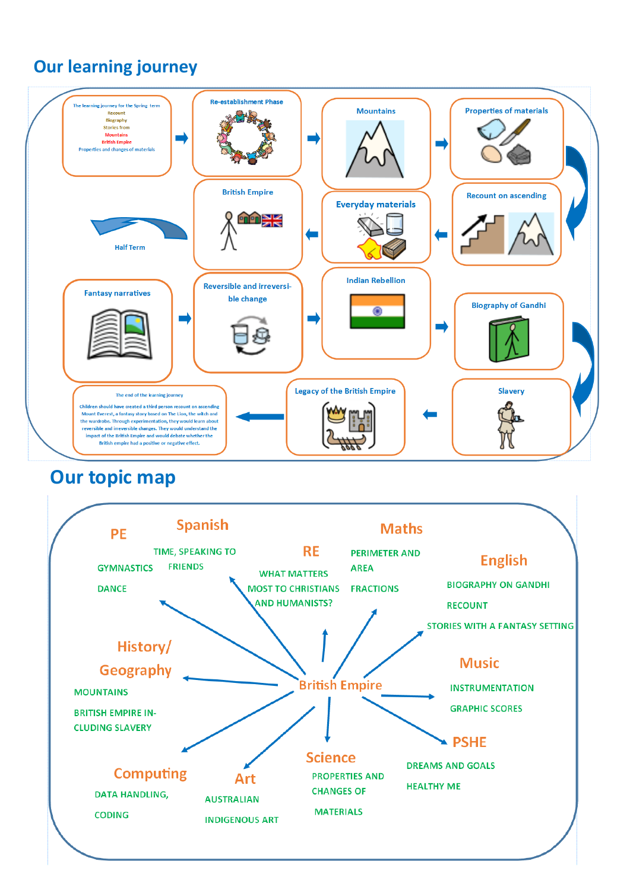## Our learning journey

The learning journey for the Spring term
Recount
Biography
Stories from
Mountains
British Empire
Properties and changes of materials

Re-establishment Phase

Mountains

Properties of materials

Recount on ascending

Everyday materials

British Empire

Half Term

Fantasy narratives

Reversible and irreversible change

Indian Rebellion

Biography of Gandhi

Slavery

Legacy of the British Empire

The end of the learning journey

Children should have created a third person recount on ascending Mount Everest, a fantasy story based on The Lion, the witch and the wardrobe. Through experimentation, they would learn about reversible and irreversible changes. They would understand the impact of the British Empire and would debate whether the British empire had a positive or negative effect.

## Our topic map

British Empire

**PE**
GYMNASTICS
DANCE

**Spanish**
TIME, SPEAKING TO FRIENDS

**RE**
WHAT MATTERS MOST TO CHRISTIANS AND HUMANISTS?

**Maths**
PERIMETER AND AREA
FRACTIONS

**English**
BIOGRAPHY ON GANDHI
RECOUNT
STORIES WITH A FANTASY SETTING

**History/ Geography**
MOUNTAINS
BRITISH EMPIRE INCLUDING SLAVERY

**Music**
INSTRUMENTATION
GRAPHIC SCORES

**PSHE**
DREAMS AND GOALS
HEALTHY ME

**Computing**
DATA HANDLING,
CODING

**Art**
AUSTRALIAN INDIGENOUS ART

**Science**
PROPERTIES AND CHANGES OF MATERIALS